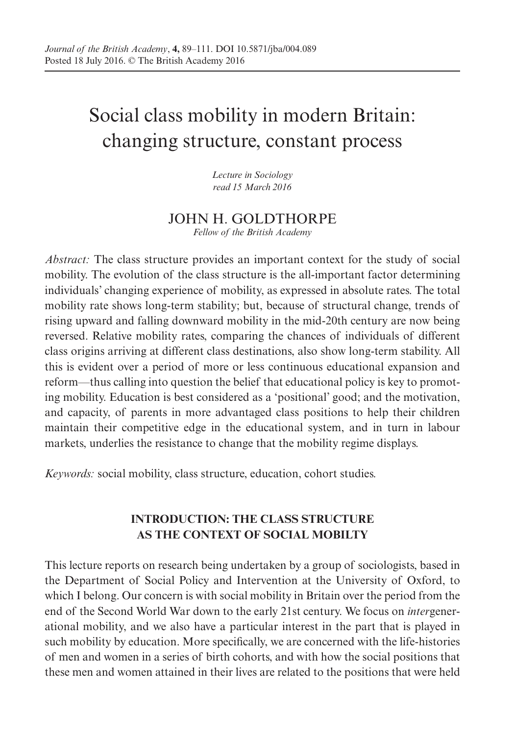# Social class mobility in modern Britain: changing structure, constant process

*Lecture in Sociology*
*read 15 March 2016*

JOHN H. GOLDTHORPE
*Fellow of the British Academy*

*Abstract:* The class structure provides an important context for the study of social mobility. The evolution of the class structure is the all-important factor determining individuals' changing experience of mobility, as expressed in absolute rates. The total mobility rate shows long-term stability; but, because of structural change, trends of rising upward and falling downward mobility in the mid-20th century are now being reversed. Relative mobility rates, comparing the chances of individuals of different class origins arriving at different class destinations, also show long-term stability. All this is evident over a period of more or less continuous educational expansion and reform—thus calling into question the belief that educational policy is key to promoting mobility. Education is best considered as a 'positional' good; and the motivation, and capacity, of parents in more advantaged class positions to help their children maintain their competitive edge in the educational system, and in turn in labour markets, underlies the resistance to change that the mobility regime displays.

*Keywords:* social mobility, class structure, education, cohort studies.

## INTRODUCTION: THE CLASS STRUCTURE AS THE CONTEXT OF SOCIAL MOBILTY

This lecture reports on research being undertaken by a group of sociologists, based in the Department of Social Policy and Intervention at the University of Oxford, to which I belong. Our concern is with social mobility in Britain over the period from the end of the Second World War down to the early 21st century. We focus on *inter*generational mobility, and we also have a particular interest in the part that is played in such mobility by education. More specifically, we are concerned with the life-histories of men and women in a series of birth cohorts, and with how the social positions that these men and women attained in their lives are related to the positions that were held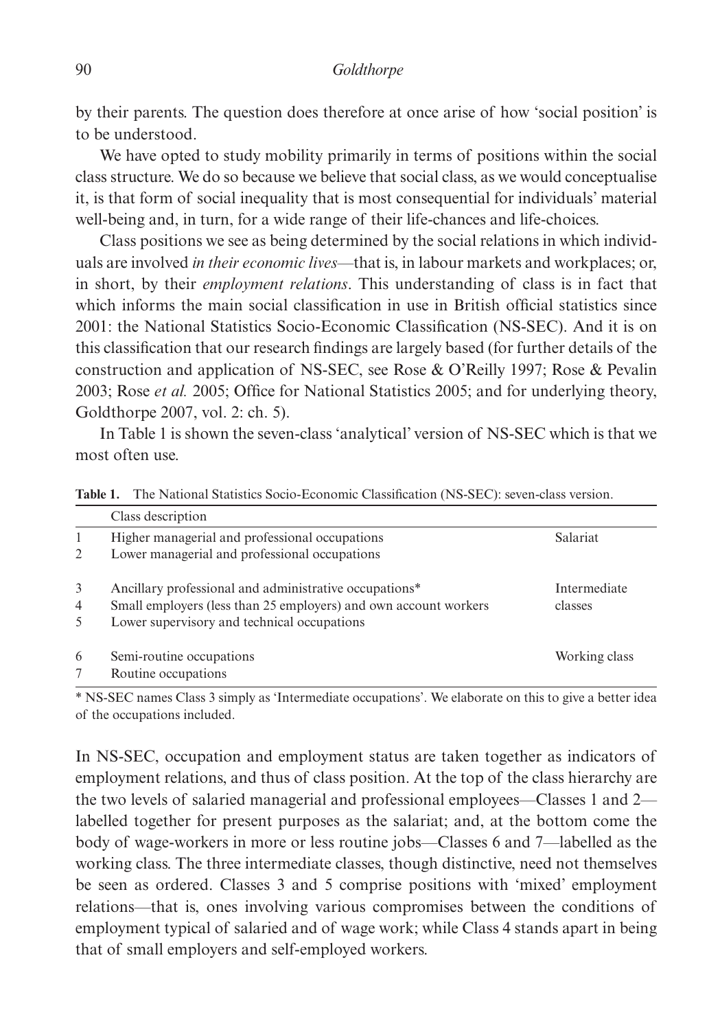by their parents. The question does therefore at once arise of how 'social position' is to be understood.

We have opted to study mobility primarily in terms of positions within the social class structure. We do so because we believe that social class, as we would conceptualise it, is that form of social inequality that is most consequential for individuals' material well-being and, in turn, for a wide range of their life-chances and life-choices.

Class positions we see as being determined by the social relations in which individuals are involved *in their economic lives*—that is, in labour markets and workplaces; or, in short, by their *employment relations*. This understanding of class is in fact that which informs the main social classification in use in British official statistics since 2001: the National Statistics Socio-Economic Classification (NS-SEC). And it is on this classification that our research findings are largely based (for further details of the construction and application of NS-SEC, see Rose & O'Reilly 1997; Rose & Pevalin 2003; Rose *et al.* 2005; Office for National Statistics 2005; and for underlying theory, Goldthorpe 2007, vol. 2: ch. 5).

In Table 1 is shown the seven-class 'analytical' version of NS-SEC which is that we most often use.

**Table 1.** The National Statistics Socio-Economic Classification (NS-SEC): seven-class version.

| | Class description | |
|---|---|---|
| 1 | Higher managerial and professional occupations | Salariat |
| 2 | Lower managerial and professional occupations | |
| 3 | Ancillary professional and administrative occupations* | Intermediate classes |
| 4 | Small employers (less than 25 employers) and own account workers | |
| 5 | Lower supervisory and technical occupations | |
| 6 | Semi-routine occupations | Working class |
| 7 | Routine occupations | |

\* NS-SEC names Class 3 simply as 'Intermediate occupations'. We elaborate on this to give a better idea of the occupations included.

In NS-SEC, occupation and employment status are taken together as indicators of employment relations, and thus of class position. At the top of the class hierarchy are the two levels of salaried managerial and professional employees—Classes 1 and 2—labelled together for present purposes as the salariat; and, at the bottom come the body of wage-workers in more or less routine jobs—Classes 6 and 7—labelled as the working class. The three intermediate classes, though distinctive, need not themselves be seen as ordered. Classes 3 and 5 comprise positions with 'mixed' employment relations—that is, ones involving various compromises between the conditions of employment typical of salaried and of wage work; while Class 4 stands apart in being that of small employers and self-employed workers.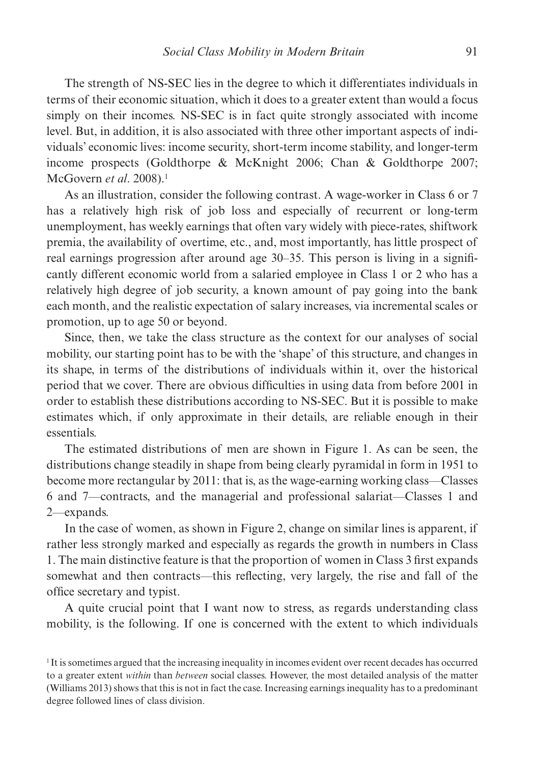The strength of NS-SEC lies in the degree to which it differentiates individuals in terms of their economic situation, which it does to a greater extent than would a focus simply on their incomes. NS-SEC is in fact quite strongly associated with income level. But, in addition, it is also associated with three other important aspects of individuals' economic lives: income security, short-term income stability, and longer-term income prospects (Goldthorpe & McKnight 2006; Chan & Goldthorpe 2007; McGovern *et al*. 2008).[1]

As an illustration, consider the following contrast. A wage-worker in Class 6 or 7 has a relatively high risk of job loss and especially of recurrent or long-term unemployment, has weekly earnings that often vary widely with piece-rates, shiftwork premia, the availability of overtime, etc., and, most importantly, has little prospect of real earnings progression after around age 30–35. This person is living in a significantly different economic world from a salaried employee in Class 1 or 2 who has a relatively high degree of job security, a known amount of pay going into the bank each month, and the realistic expectation of salary increases, via incremental scales or promotion, up to age 50 or beyond.

Since, then, we take the class structure as the context for our analyses of social mobility, our starting point has to be with the 'shape' of this structure, and changes in its shape, in terms of the distributions of individuals within it, over the historical period that we cover. There are obvious difficulties in using data from before 2001 in order to establish these distributions according to NS-SEC. But it is possible to make estimates which, if only approximate in their details, are reliable enough in their essentials.

The estimated distributions of men are shown in Figure 1. As can be seen, the distributions change steadily in shape from being clearly pyramidal in form in 1951 to become more rectangular by 2011: that is, as the wage-earning working class—Classes 6 and 7—contracts, and the managerial and professional salariat—Classes 1 and 2—expands.

In the case of women, as shown in Figure 2, change on similar lines is apparent, if rather less strongly marked and especially as regards the growth in numbers in Class 1. The main distinctive feature is that the proportion of women in Class 3 first expands somewhat and then contracts—this reflecting, very largely, the rise and fall of the office secretary and typist.

A quite crucial point that I want now to stress, as regards understanding class mobility, is the following. If one is concerned with the extent to which individuals

[1] It is sometimes argued that the increasing inequality in incomes evident over recent decades has occurred to a greater extent *within* than *between* social classes. However, the most detailed analysis of the matter (Williams 2013) shows that this is not in fact the case. Increasing earnings inequality has to a predominant degree followed lines of class division.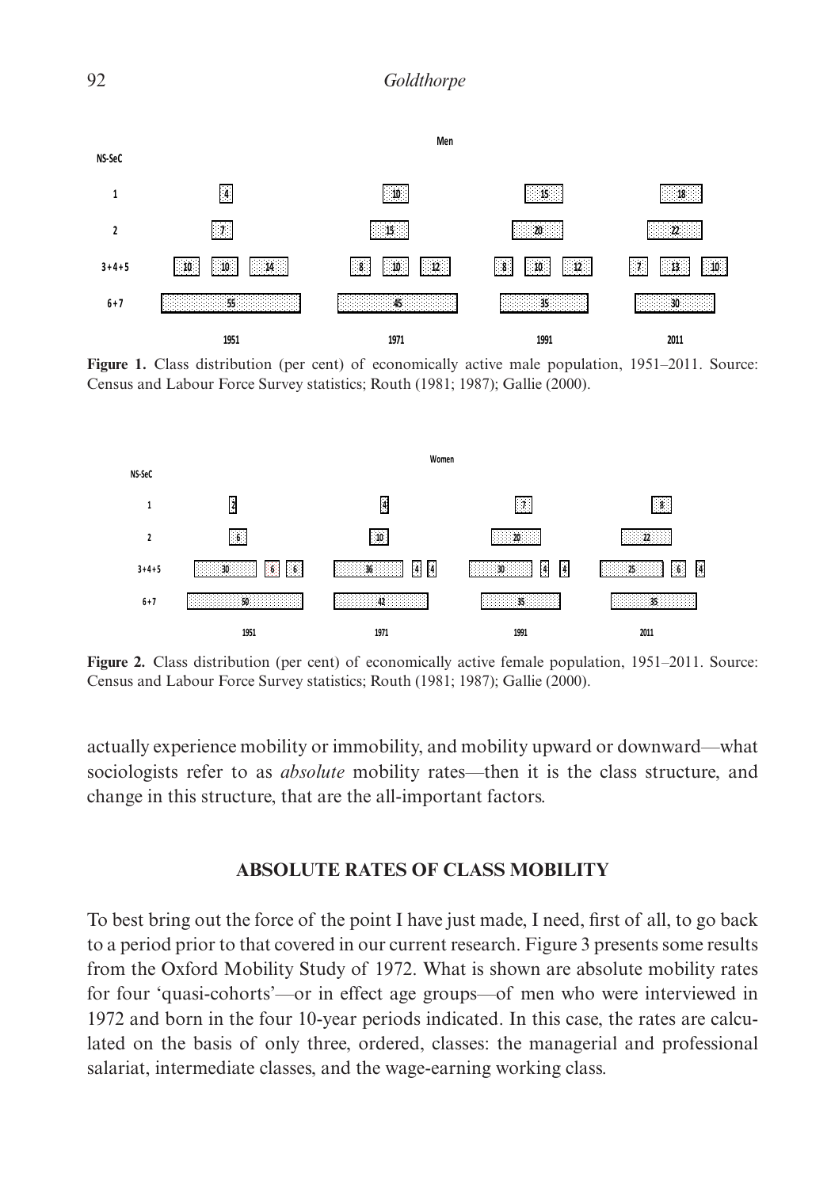**Men**

| NS-SeC | 1951 | 1971 | 1991 | 2011 |
|---|---|---|---|---|
| 1 | 4 | 10 | 15 | 18 |
| 2 | 7 | 15 | 20 | 22 |
| 3+4+5 | 10 10 14 | 8 10 12 | 8 10 12 | 7 13 10 |
| 6+7 | 55 | 45 | 35 | 30 |

**Figure 1.** Class distribution (per cent) of economically active male population, 1951–2011. Source: Census and Labour Force Survey statistics; Routh (1981; 1987); Gallie (2000).

**Women**

| NS-SeC | 1951 | 1971 | 1991 | 2011 |
|---|---|---|---|---|
| 1 | 2 | 4 | 7 | 8 |
| 2 | 6 | 10 | 20 | 22 |
| 3+4+5 | 30 6 6 | 36 4 4 | 30 4 4 | 25 6 4 |
| 6+7 | 50 | 42 | 35 | 35 |

**Figure 2.** Class distribution (per cent) of economically active female population, 1951–2011. Source: Census and Labour Force Survey statistics; Routh (1981; 1987); Gallie (2000).

actually experience mobility or immobility, and mobility upward or downward—what sociologists refer to as *absolute* mobility rates—then it is the class structure, and change in this structure, that are the all-important factors.

## ABSOLUTE RATES OF CLASS MOBILITY

To best bring out the force of the point I have just made, I need, first of all, to go back to a period prior to that covered in our current research. Figure 3 presents some results from the Oxford Mobility Study of 1972. What is shown are absolute mobility rates for four 'quasi-cohorts'—or in effect age groups—of men who were interviewed in 1972 and born in the four 10-year periods indicated. In this case, the rates are calculated on the basis of only three, ordered, classes: the managerial and professional salariat, intermediate classes, and the wage-earning working class.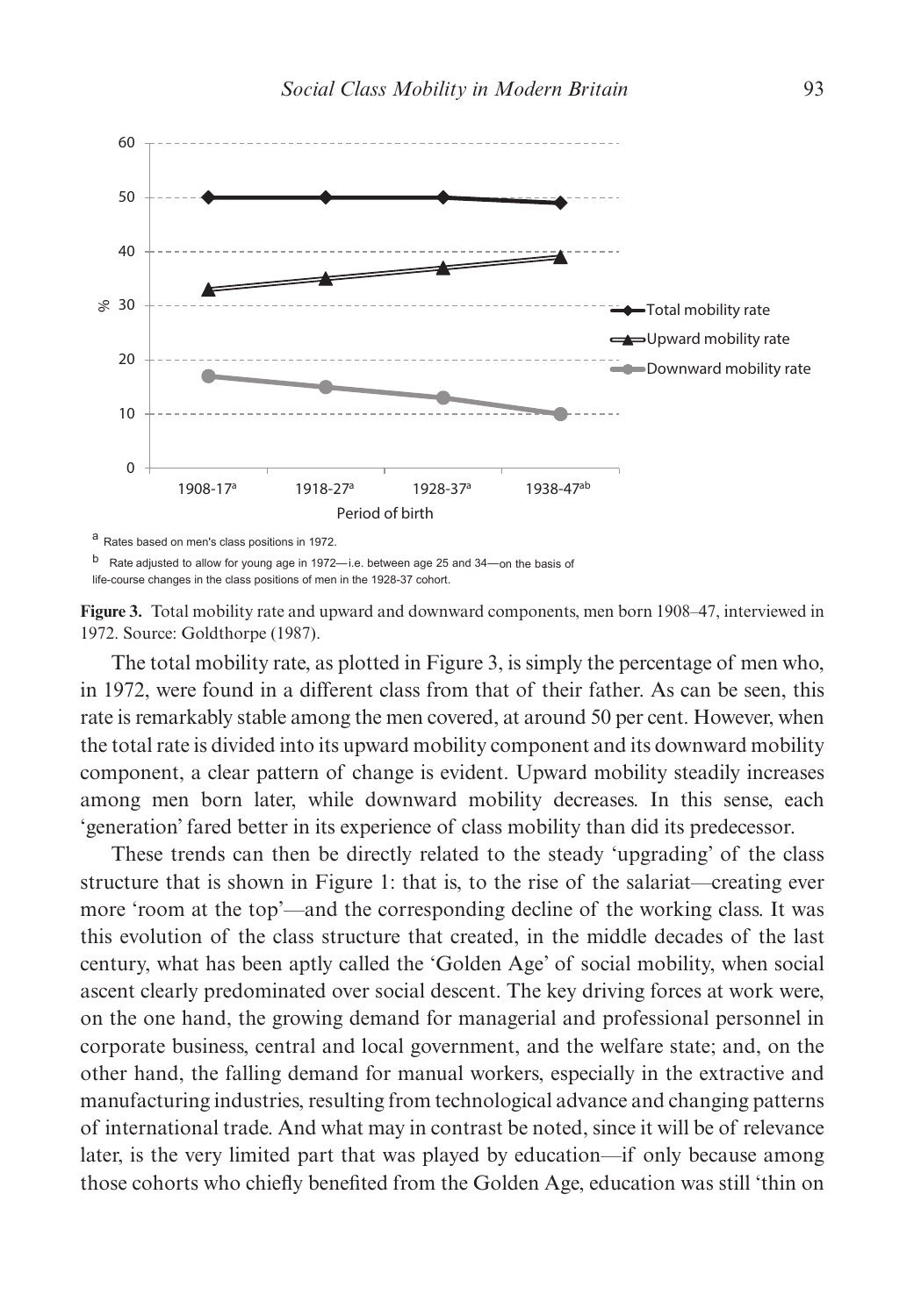a Rates based on men's class positions in 1972.

b Rate adjusted to allow for young age in 1972—i.e. between age 25 and 34—on the basis of life-course changes in the class positions of men in the 1928-37 cohort.

**Figure 3.** Total mobility rate and upward and downward components, men born 1908–47, interviewed in 1972. Source: Goldthorpe (1987).

The total mobility rate, as plotted in Figure 3, is simply the percentage of men who, in 1972, were found in a different class from that of their father. As can be seen, this rate is remarkably stable among the men covered, at around 50 per cent. However, when the total rate is divided into its upward mobility component and its downward mobility component, a clear pattern of change is evident. Upward mobility steadily increases among men born later, while downward mobility decreases. In this sense, each 'generation' fared better in its experience of class mobility than did its predecessor.

These trends can then be directly related to the steady 'upgrading' of the class structure that is shown in Figure 1: that is, to the rise of the salariat—creating ever more 'room at the top'—and the corresponding decline of the working class. It was this evolution of the class structure that created, in the middle decades of the last century, what has been aptly called the 'Golden Age' of social mobility, when social ascent clearly predominated over social descent. The key driving forces at work were, on the one hand, the growing demand for managerial and professional personnel in corporate business, central and local government, and the welfare state; and, on the other hand, the falling demand for manual workers, especially in the extractive and manufacturing industries, resulting from technological advance and changing patterns of international trade. And what may in contrast be noted, since it will be of relevance later, is the very limited part that was played by education—if only because among those cohorts who chiefly benefited from the Golden Age, education was still 'thin on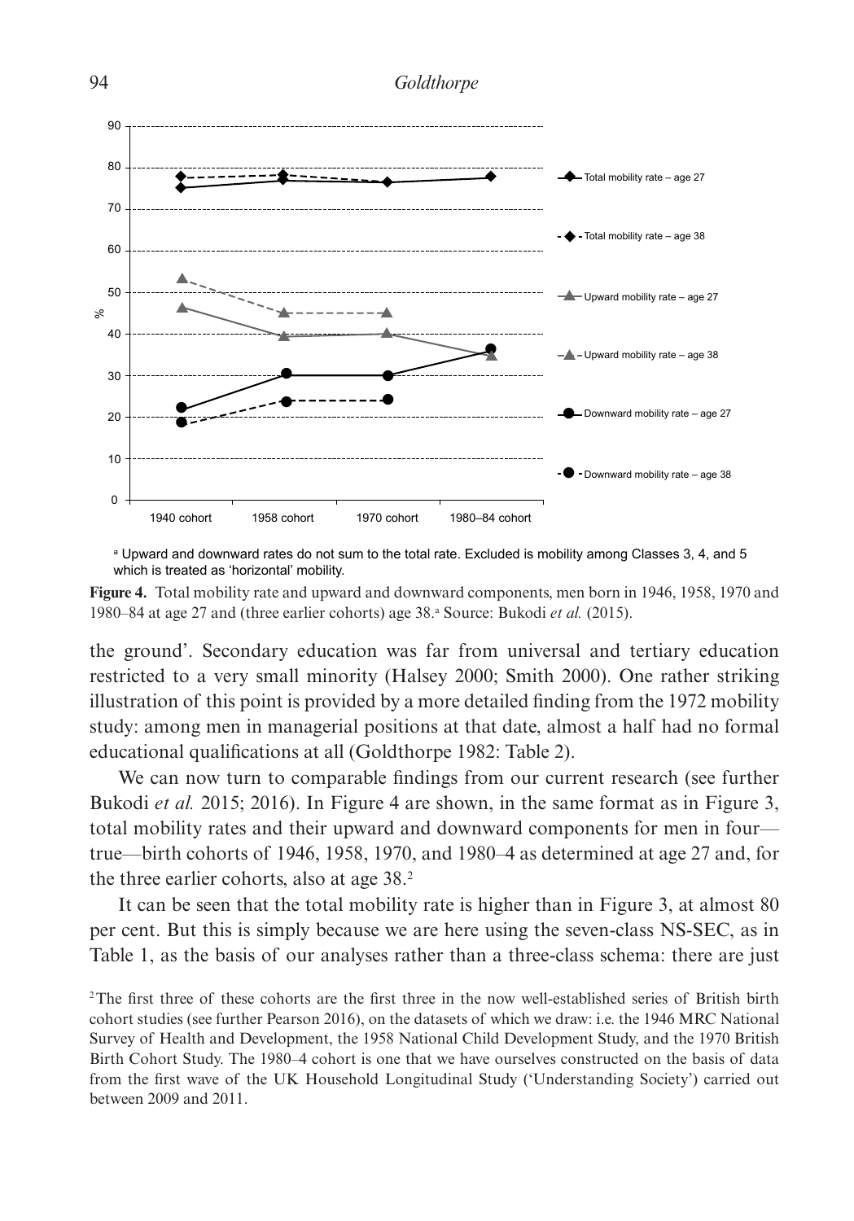^a^ Upward and downward rates do not sum to the total rate. Excluded is mobility among Classes 3, 4, and 5 which is treated as 'horizontal' mobility.

**Figure 4.** Total mobility rate and upward and downward components, men born in 1946, 1958, 1970 and 1980–84 at age 27 and (three earlier cohorts) age 38.[a] Source: Bukodi *et al.* (2015).

the ground'. Secondary education was far from universal and tertiary education restricted to a very small minority (Halsey 2000; Smith 2000). One rather striking illustration of this point is provided by a more detailed finding from the 1972 mobility study: among men in managerial positions at that date, almost a half had no formal educational qualifications at all (Goldthorpe 1982: Table 2).

We can now turn to comparable findings from our current research (see further Bukodi *et al.* 2015; 2016). In Figure 4 are shown, in the same format as in Figure 3, total mobility rates and their upward and downward components for men in four—true—birth cohorts of 1946, 1958, 1970, and 1980–4 as determined at age 27 and, for the three earlier cohorts, also at age 38.[2]

It can be seen that the total mobility rate is higher than in Figure 3, at almost 80 per cent. But this is simply because we are here using the seven-class NS-SEC, as in Table 1, as the basis of our analyses rather than a three-class schema: there are just

[2] The first three of these cohorts are the first three in the now well-established series of British birth cohort studies (see further Pearson 2016), on the datasets of which we draw: i.e. the 1946 MRC National Survey of Health and Development, the 1958 National Child Development Study, and the 1970 British Birth Cohort Study. The 1980–4 cohort is one that we have ourselves constructed on the basis of data from the first wave of the UK Household Longitudinal Study ('Understanding Society') carried out between 2009 and 2011.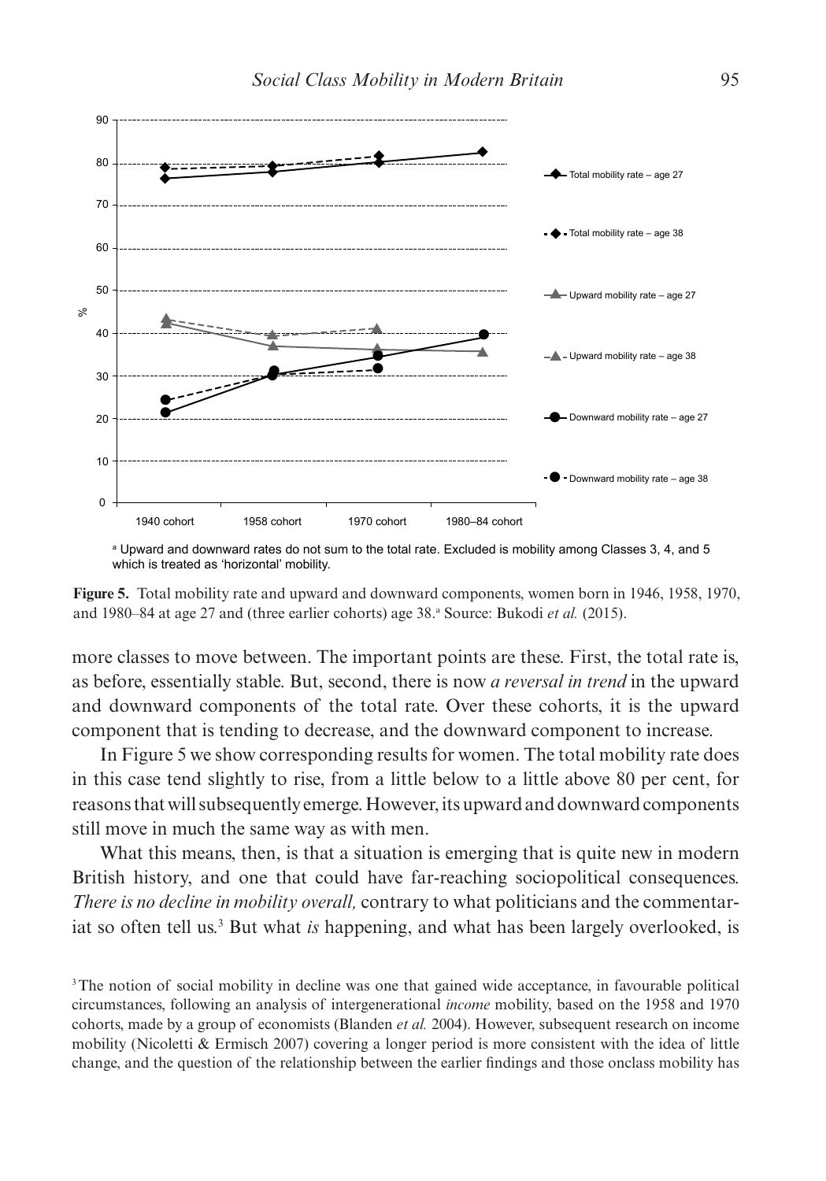[a] Upward and downward rates do not sum to the total rate. Excluded is mobility among Classes 3, 4, and 5 which is treated as 'horizontal' mobility.

**Figure 5.** Total mobility rate and upward and downward components, women born in 1946, 1958, 1970, and 1980–84 at age 27 and (three earlier cohorts) age 38.[a] Source: Bukodi *et al.* (2015).

more classes to move between. The important points are these. First, the total rate is, as before, essentially stable. But, second, there is now *a reversal in trend* in the upward and downward components of the total rate. Over these cohorts, it is the upward component that is tending to decrease, and the downward component to increase.

In Figure 5 we show corresponding results for women. The total mobility rate does in this case tend slightly to rise, from a little below to a little above 80 per cent, for reasons that will subsequently emerge. However, its upward and downward components still move in much the same way as with men.

What this means, then, is that a situation is emerging that is quite new in modern British history, and one that could have far-reaching sociopolitical consequences. *There is no decline in mobility overall,* contrary to what politicians and the commentariat so often tell us.[3] But what *is* happening, and what has been largely overlooked, is

[3] The notion of social mobility in decline was one that gained wide acceptance, in favourable political circumstances, following an analysis of intergenerational *income* mobility, based on the 1958 and 1970 cohorts, made by a group of economists (Blanden *et al.* 2004). However, subsequent research on income mobility (Nicoletti & Ermisch 2007) covering a longer period is more consistent with the idea of little change, and the question of the relationship between the earlier findings and those onclass mobility has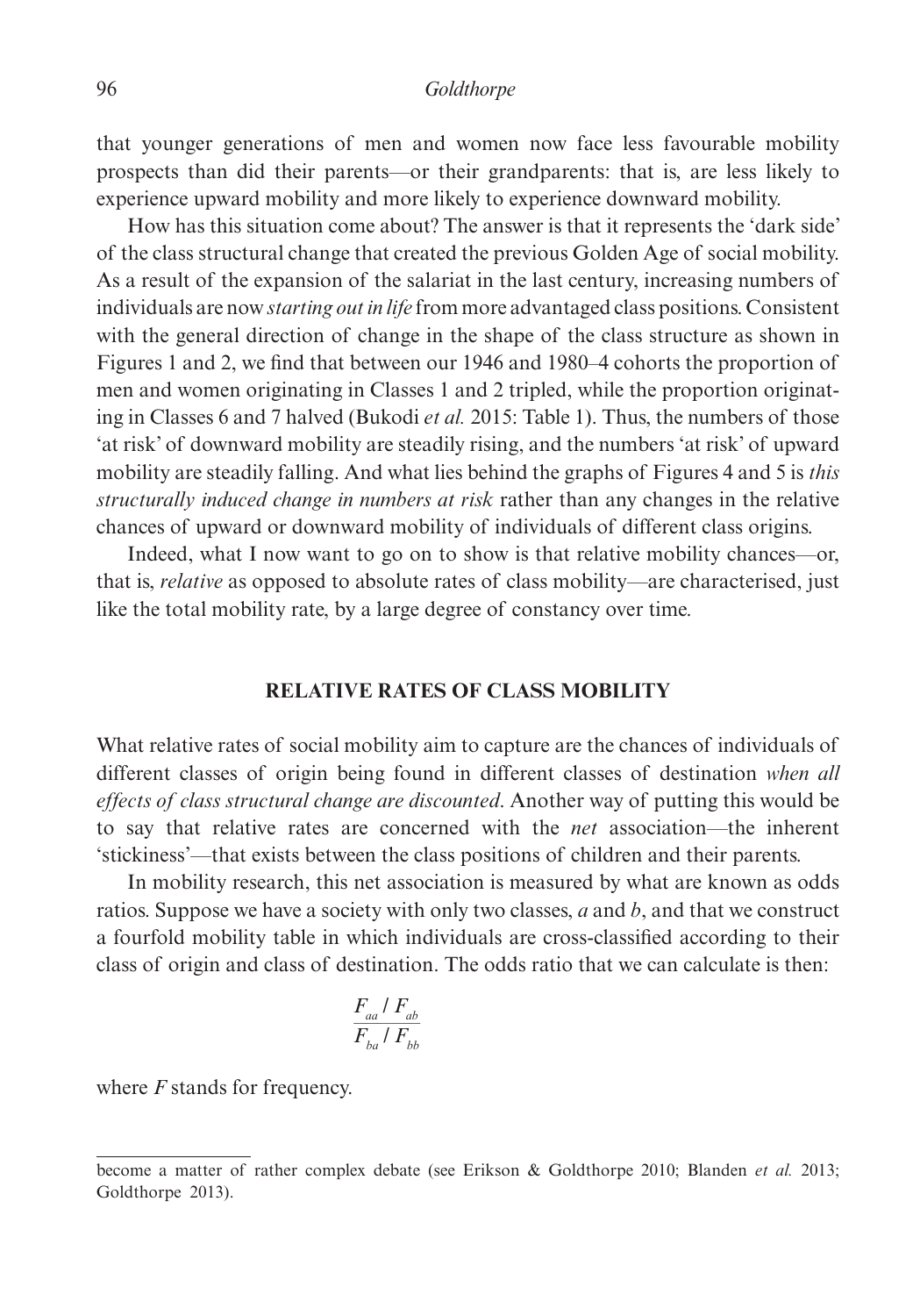that younger generations of men and women now face less favourable mobility prospects than did their parents—or their grandparents: that is, are less likely to experience upward mobility and more likely to experience downward mobility.

How has this situation come about? The answer is that it represents the 'dark side' of the class structural change that created the previous Golden Age of social mobility. As a result of the expansion of the salariat in the last century, increasing numbers of individuals are now *starting out in life* from more advantaged class positions. Consistent with the general direction of change in the shape of the class structure as shown in Figures 1 and 2, we find that between our 1946 and 1980–4 cohorts the proportion of men and women originating in Classes 1 and 2 tripled, while the proportion originating in Classes 6 and 7 halved (Bukodi *et al.* 2015: Table 1). Thus, the numbers of those 'at risk' of downward mobility are steadily rising, and the numbers 'at risk' of upward mobility are steadily falling. And what lies behind the graphs of Figures 4 and 5 is *this structurally induced change in numbers at risk* rather than any changes in the relative chances of upward or downward mobility of individuals of different class origins.

Indeed, what I now want to go on to show is that relative mobility chances—or, that is, *relative* as opposed to absolute rates of class mobility—are characterised, just like the total mobility rate, by a large degree of constancy over time.

## RELATIVE RATES OF CLASS MOBILITY

What relative rates of social mobility aim to capture are the chances of individuals of different classes of origin being found in different classes of destination *when all effects of class structural change are discounted*. Another way of putting this would be to say that relative rates are concerned with the *net* association—the inherent 'stickiness'—that exists between the class positions of children and their parents.

In mobility research, this net association is measured by what are known as odds ratios. Suppose we have a society with only two classes, $a$ and $b$, and that we construct a fourfold mobility table in which individuals are cross-classified according to their class of origin and class of destination. The odds ratio that we can calculate is then:

$$\frac{F_{aa} / F_{ab}}{F_{ba} / F_{bb}}$$

where $F$ stands for frequency.

---

become a matter of rather complex debate (see Erikson & Goldthorpe 2010; Blanden *et al.* 2013; Goldthorpe 2013).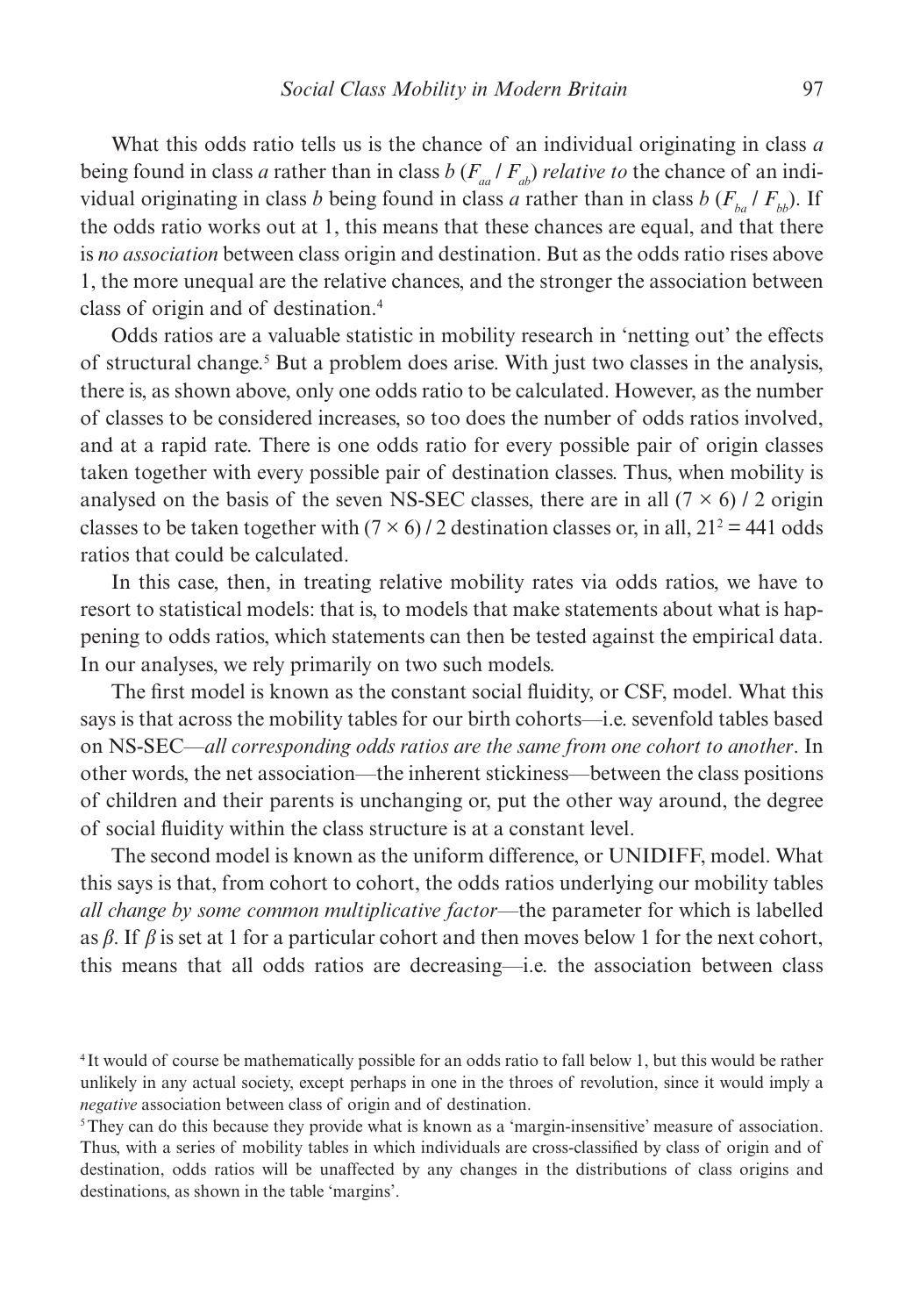What this odds ratio tells us is the chance of an individual originating in class *a* being found in class *a* rather than in class *b* ($F_{aa}$ / $F_{ab}$) *relative to* the chance of an individual originating in class *b* being found in class *a* rather than in class *b* ($F_{ba}$ / $F_{bb}$). If the odds ratio works out at 1, this means that these chances are equal, and that there is *no association* between class origin and destination. But as the odds ratio rises above 1, the more unequal are the relative chances, and the stronger the association between class of origin and of destination.[4]

Odds ratios are a valuable statistic in mobility research in 'netting out' the effects of structural change.[5] But a problem does arise. With just two classes in the analysis, there is, as shown above, only one odds ratio to be calculated. However, as the number of classes to be considered increases, so too does the number of odds ratios involved, and at a rapid rate. There is one odds ratio for every possible pair of origin classes taken together with every possible pair of destination classes. Thus, when mobility is analysed on the basis of the seven NS-SEC classes, there are in all $(7 \times 6) / 2$ origin classes to be taken together with $(7 \times 6) / 2$ destination classes or, in all, $21^2 = 441$ odds ratios that could be calculated.

In this case, then, in treating relative mobility rates via odds ratios, we have to resort to statistical models: that is, to models that make statements about what is happening to odds ratios, which statements can then be tested against the empirical data. In our analyses, we rely primarily on two such models.

The first model is known as the constant social fluidity, or CSF, model. What this says is that across the mobility tables for our birth cohorts—i.e. sevenfold tables based on NS-SEC—*all corresponding odds ratios are the same from one cohort to another*. In other words, the net association—the inherent stickiness—between the class positions of children and their parents is unchanging or, put the other way around, the degree of social fluidity within the class structure is at a constant level.

The second model is known as the uniform difference, or UNIDIFF, model. What this says is that, from cohort to cohort, the odds ratios underlying our mobility tables *all change by some common multiplicative factor*—the parameter for which is labelled as $\beta$. If $\beta$ is set at 1 for a particular cohort and then moves below 1 for the next cohort, this means that all odds ratios are decreasing—i.e. the association between class

[4] It would of course be mathematically possible for an odds ratio to fall below 1, but this would be rather unlikely in any actual society, except perhaps in one in the throes of revolution, since it would imply a *negative* association between class of origin and of destination.

[5] They can do this because they provide what is known as a 'margin-insensitive' measure of association. Thus, with a series of mobility tables in which individuals are cross-classified by class of origin and of destination, odds ratios will be unaffected by any changes in the distributions of class origins and destinations, as shown in the table 'margins'.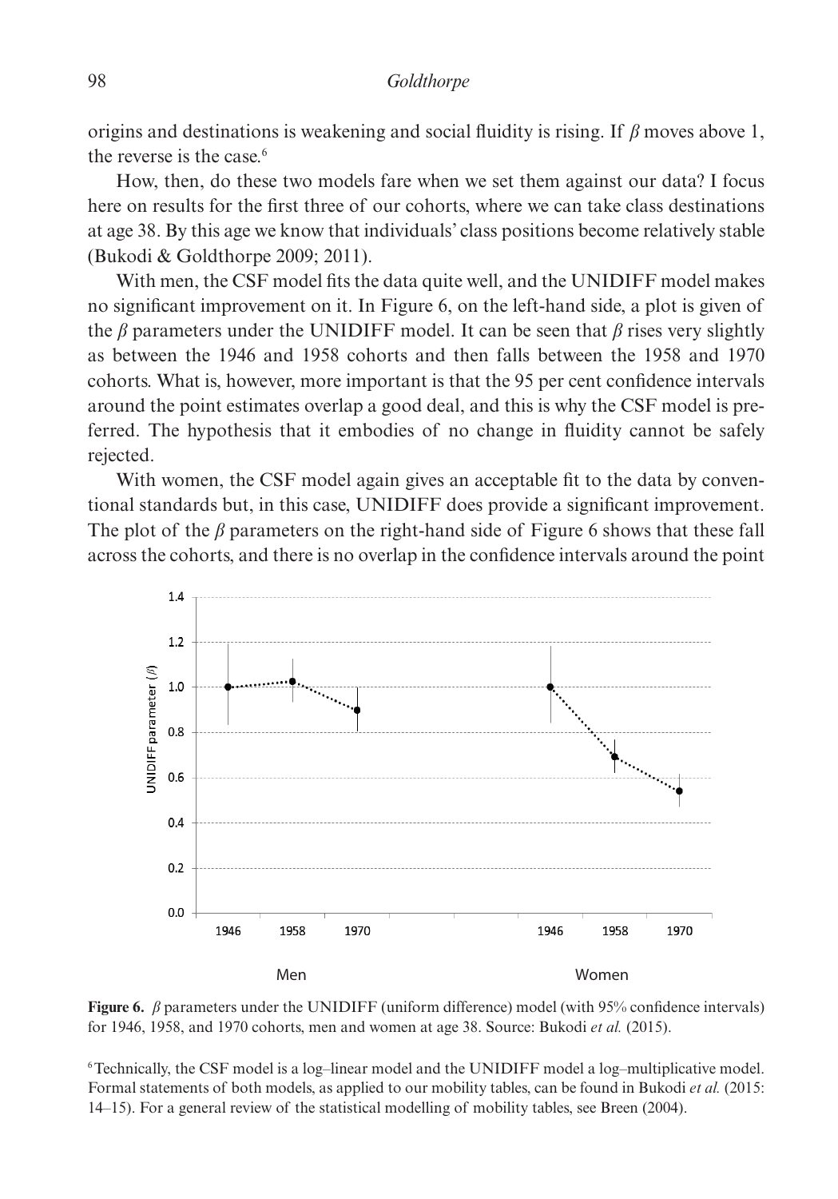origins and destinations is weakening and social fluidity is rising. If $\beta$ moves above 1, the reverse is the case.[6]

How, then, do these two models fare when we set them against our data? I focus here on results for the first three of our cohorts, where we can take class destinations at age 38. By this age we know that individuals' class positions become relatively stable (Bukodi & Goldthorpe 2009; 2011).

With men, the CSF model fits the data quite well, and the UNIDIFF model makes no significant improvement on it. In Figure 6, on the left-hand side, a plot is given of the $\beta$ parameters under the UNIDIFF model. It can be seen that $\beta$ rises very slightly as between the 1946 and 1958 cohorts and then falls between the 1958 and 1970 cohorts. What is, however, more important is that the 95 per cent confidence intervals around the point estimates overlap a good deal, and this is why the CSF model is preferred. The hypothesis that it embodies of no change in fluidity cannot be safely rejected.

With women, the CSF model again gives an acceptable fit to the data by conventional standards but, in this case, UNIDIFF does provide a significant improvement. The plot of the $\beta$ parameters on the right-hand side of Figure 6 shows that these fall across the cohorts, and there is no overlap in the confidence intervals around the point

**Figure 6.** $\beta$ parameters under the UNIDIFF (uniform difference) model (with 95% confidence intervals) for 1946, 1958, and 1970 cohorts, men and women at age 38. Source: Bukodi *et al.* (2015).

[6] Technically, the CSF model is a log–linear model and the UNIDIFF model a log–multiplicative model. Formal statements of both models, as applied to our mobility tables, can be found in Bukodi *et al.* (2015: 14–15). For a general review of the statistical modelling of mobility tables, see Breen (2004).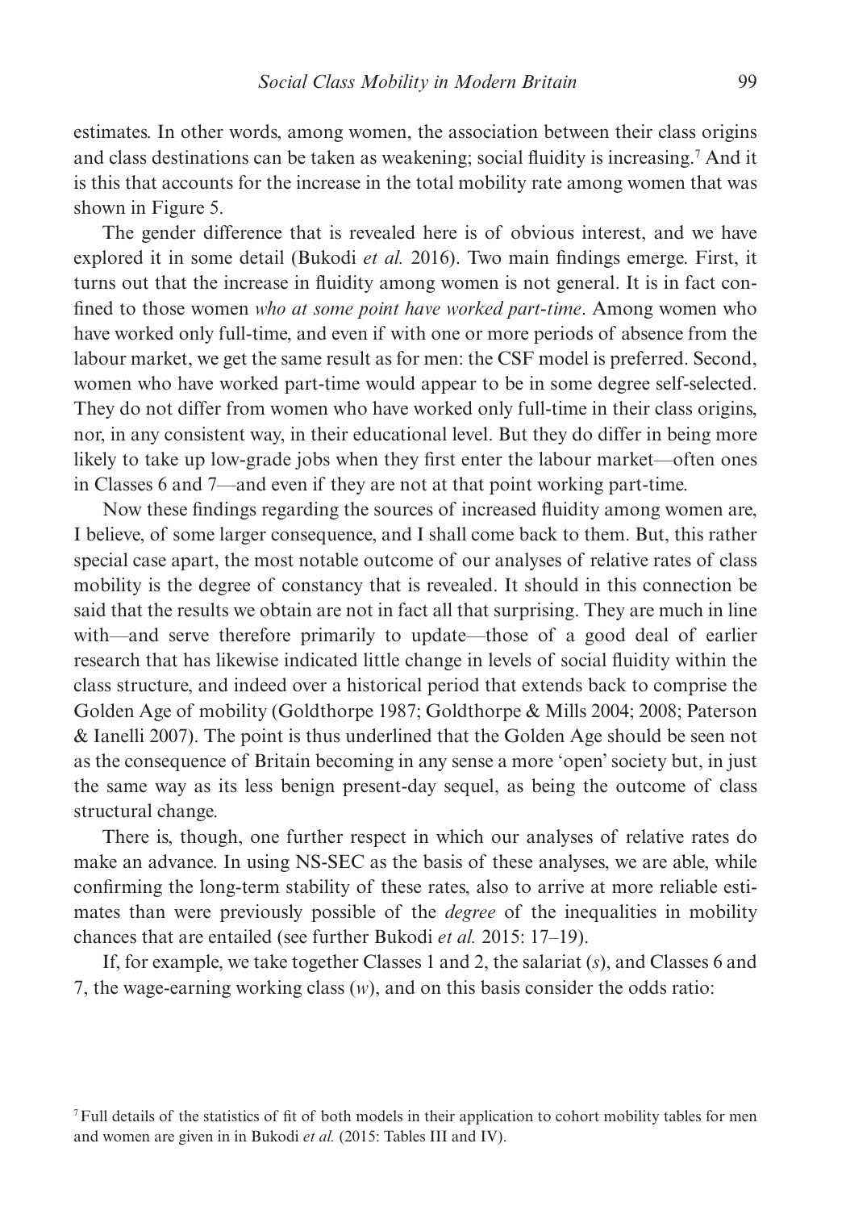estimates. In other words, among women, the association between their class origins and class destinations can be taken as weakening; social fluidity is increasing.[7] And it is this that accounts for the increase in the total mobility rate among women that was shown in Figure 5.

The gender difference that is revealed here is of obvious interest, and we have explored it in some detail (Bukodi *et al.* 2016). Two main findings emerge. First, it turns out that the increase in fluidity among women is not general. It is in fact confined to those women *who at some point have worked part-time*. Among women who have worked only full-time, and even if with one or more periods of absence from the labour market, we get the same result as for men: the CSF model is preferred. Second, women who have worked part-time would appear to be in some degree self-selected. They do not differ from women who have worked only full-time in their class origins, nor, in any consistent way, in their educational level. But they do differ in being more likely to take up low-grade jobs when they first enter the labour market—often ones in Classes 6 and 7—and even if they are not at that point working part-time.

Now these findings regarding the sources of increased fluidity among women are, I believe, of some larger consequence, and I shall come back to them. But, this rather special case apart, the most notable outcome of our analyses of relative rates of class mobility is the degree of constancy that is revealed. It should in this connection be said that the results we obtain are not in fact all that surprising. They are much in line with—and serve therefore primarily to update—those of a good deal of earlier research that has likewise indicated little change in levels of social fluidity within the class structure, and indeed over a historical period that extends back to comprise the Golden Age of mobility (Goldthorpe 1987; Goldthorpe & Mills 2004; 2008; Paterson & Ianelli 2007). The point is thus underlined that the Golden Age should be seen not as the consequence of Britain becoming in any sense a more 'open' society but, in just the same way as its less benign present-day sequel, as being the outcome of class structural change.

There is, though, one further respect in which our analyses of relative rates do make an advance. In using NS-SEC as the basis of these analyses, we are able, while confirming the long-term stability of these rates, also to arrive at more reliable estimates than were previously possible of the *degree* of the inequalities in mobility chances that are entailed (see further Bukodi *et al.* 2015: 17–19).

If, for example, we take together Classes 1 and 2, the salariat ($s$), and Classes 6 and 7, the wage-earning working class ($w$), and on this basis consider the odds ratio:

[7] Full details of the statistics of fit of both models in their application to cohort mobility tables for men and women are given in in Bukodi *et al.* (2015: Tables III and IV).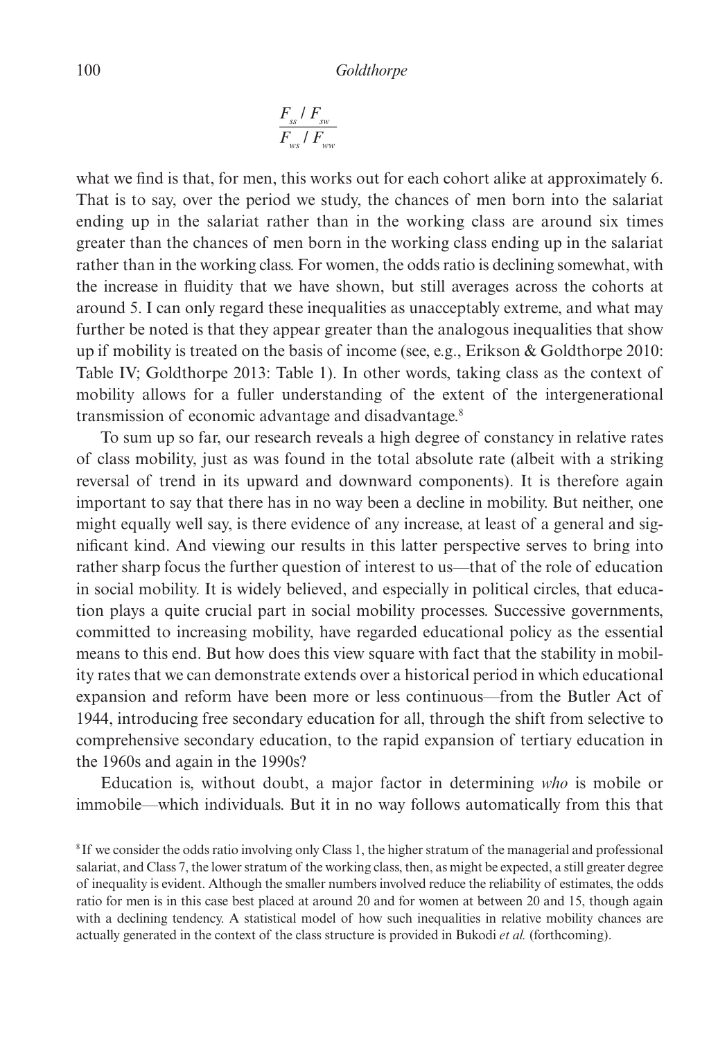$$\frac{F_{ss} / F_{sw}}{F_{ws} / F_{ww}}$$

what we find is that, for men, this works out for each cohort alike at approximately 6. That is to say, over the period we study, the chances of men born into the salariat ending up in the salariat rather than in the working class are around six times greater than the chances of men born in the working class ending up in the salariat rather than in the working class. For women, the odds ratio is declining somewhat, with the increase in fluidity that we have shown, but still averages across the cohorts at around 5. I can only regard these inequalities as unacceptably extreme, and what may further be noted is that they appear greater than the analogous inequalities that show up if mobility is treated on the basis of income (see, e.g., Erikson & Goldthorpe 2010: Table IV; Goldthorpe 2013: Table 1). In other words, taking class as the context of mobility allows for a fuller understanding of the extent of the intergenerational transmission of economic advantage and disadvantage.[8]

To sum up so far, our research reveals a high degree of constancy in relative rates of class mobility, just as was found in the total absolute rate (albeit with a striking reversal of trend in its upward and downward components). It is therefore again important to say that there has in no way been a decline in mobility. But neither, one might equally well say, is there evidence of any increase, at least of a general and significant kind. And viewing our results in this latter perspective serves to bring into rather sharp focus the further question of interest to us—that of the role of education in social mobility. It is widely believed, and especially in political circles, that education plays a quite crucial part in social mobility processes. Successive governments, committed to increasing mobility, have regarded educational policy as the essential means to this end. But how does this view square with fact that the stability in mobility rates that we can demonstrate extends over a historical period in which educational expansion and reform have been more or less continuous—from the Butler Act of 1944, introducing free secondary education for all, through the shift from selective to comprehensive secondary education, to the rapid expansion of tertiary education in the 1960s and again in the 1990s?

Education is, without doubt, a major factor in determining *who* is mobile or immobile—which individuals. But it in no way follows automatically from this that

[8] If we consider the odds ratio involving only Class 1, the higher stratum of the managerial and professional salariat, and Class 7, the lower stratum of the working class, then, as might be expected, a still greater degree of inequality is evident. Although the smaller numbers involved reduce the reliability of estimates, the odds ratio for men is in this case best placed at around 20 and for women at between 20 and 15, though again with a declining tendency. A statistical model of how such inequalities in relative mobility chances are actually generated in the context of the class structure is provided in Bukodi *et al.* (forthcoming).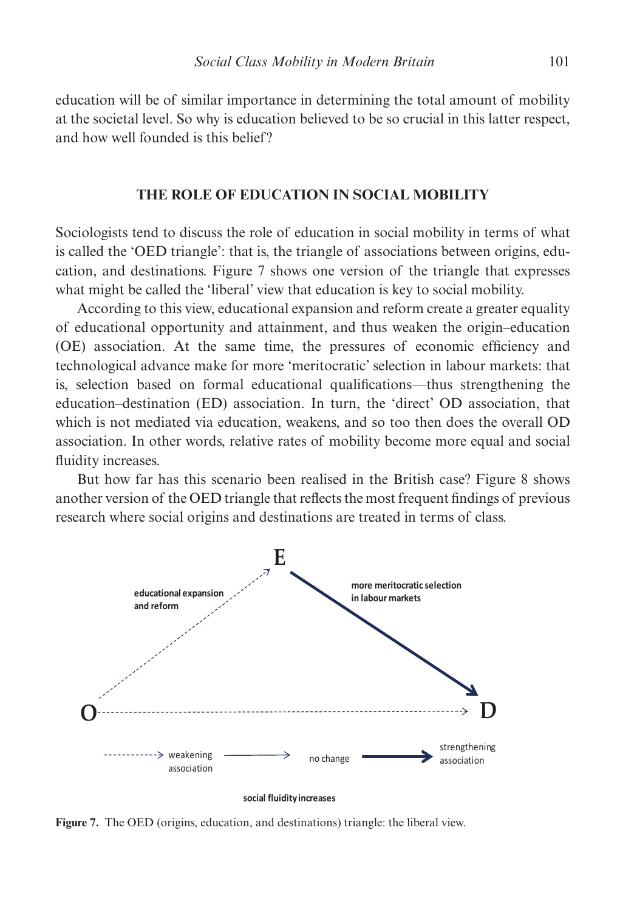education will be of similar importance in determining the total amount of mobility at the societal level. So why is education believed to be so crucial in this latter respect, and how well founded is this belief?

## THE ROLE OF EDUCATION IN SOCIAL MOBILITY

Sociologists tend to discuss the role of education in social mobility in terms of what is called the 'OED triangle': that is, the triangle of associations between origins, education, and destinations. Figure 7 shows one version of the triangle that expresses what might be called the 'liberal' view that education is key to social mobility.

According to this view, educational expansion and reform create a greater equality of educational opportunity and attainment, and thus weaken the origin–education (OE) association. At the same time, the pressures of economic efficiency and technological advance make for more 'meritocratic' selection in labour markets: that is, selection based on formal educational qualifications—thus strengthening the education–destination (ED) association. In turn, the 'direct' OD association, that which is not mediated via education, weakens, and so too then does the overall OD association. In other words, relative rates of mobility become more equal and social fluidity increases.

But how far has this scenario been realised in the British case? Figure 8 shows another version of the OED triangle that reflects the most frequent findings of previous research where social origins and destinations are treated in terms of class.

E

educational expansion and reform

more meritocratic selection in labour markets

O

D

weakening association

no change

strengthening association

social fluidity increases

**Figure 7.** The OED (origins, education, and destinations) triangle: the liberal view.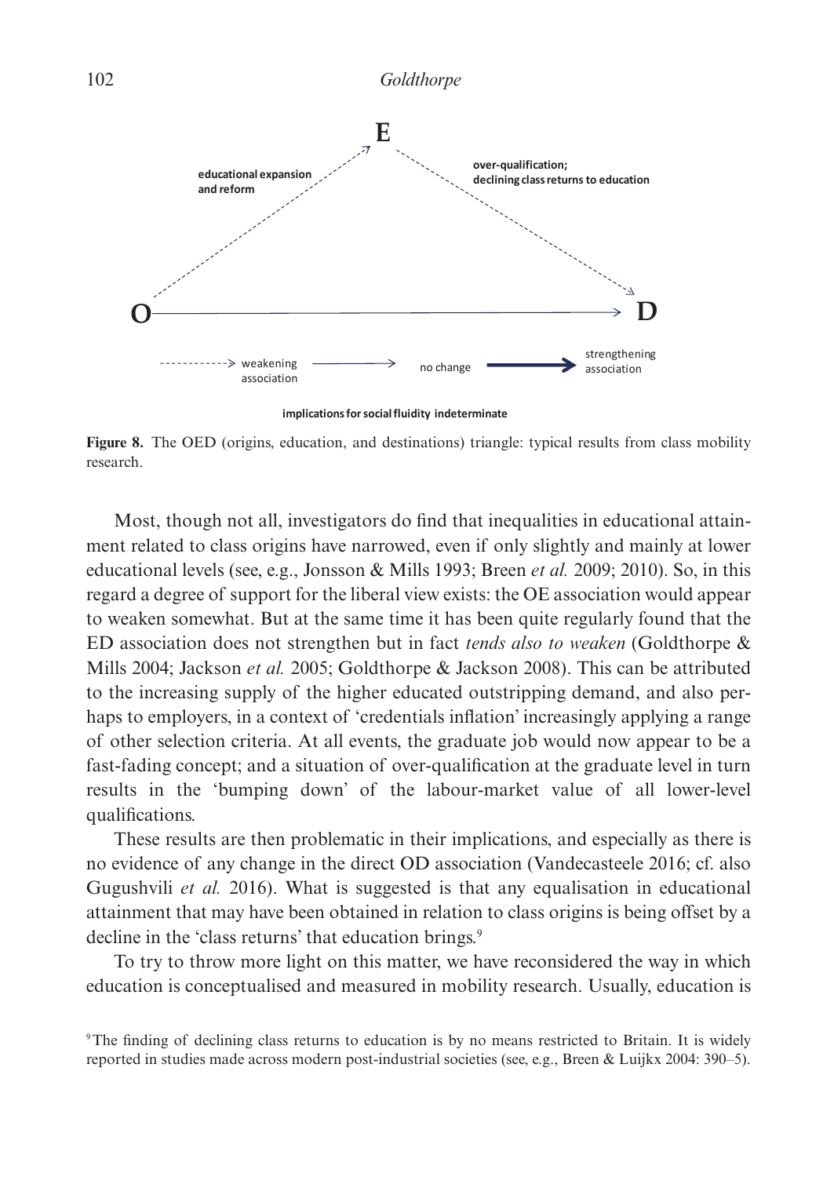E

educational expansion and reform

over-qualification; declining class returns to education

O → D

weakening association — no change — strengthening association

implications for social fluidity indeterminate

**Figure 8.** The OED (origins, education, and destinations) triangle: typical results from class mobility research.

Most, though not all, investigators do find that inequalities in educational attainment related to class origins have narrowed, even if only slightly and mainly at lower educational levels (see, e.g., Jonsson & Mills 1993; Breen *et al.* 2009; 2010). So, in this regard a degree of support for the liberal view exists: the OE association would appear to weaken somewhat. But at the same time it has been quite regularly found that the ED association does not strengthen but in fact *tends also to weaken* (Goldthorpe & Mills 2004; Jackson *et al.* 2005; Goldthorpe & Jackson 2008). This can be attributed to the increasing supply of the higher educated outstripping demand, and also perhaps to employers, in a context of 'credentials inflation' increasingly applying a range of other selection criteria. At all events, the graduate job would now appear to be a fast-fading concept; and a situation of over-qualification at the graduate level in turn results in the 'bumping down' of the labour-market value of all lower-level qualifications.

These results are then problematic in their implications, and especially as there is no evidence of any change in the direct OD association (Vandecasteele 2016; cf. also Gugushvili *et al.* 2016). What is suggested is that any equalisation in educational attainment that may have been obtained in relation to class origins is being offset by a decline in the 'class returns' that education brings.[9]

To try to throw more light on this matter, we have reconsidered the way in which education is conceptualised and measured in mobility research. Usually, education is

[9] The finding of declining class returns to education is by no means restricted to Britain. It is widely reported in studies made across modern post-industrial societies (see, e.g., Breen & Luijkx 2004: 390–5).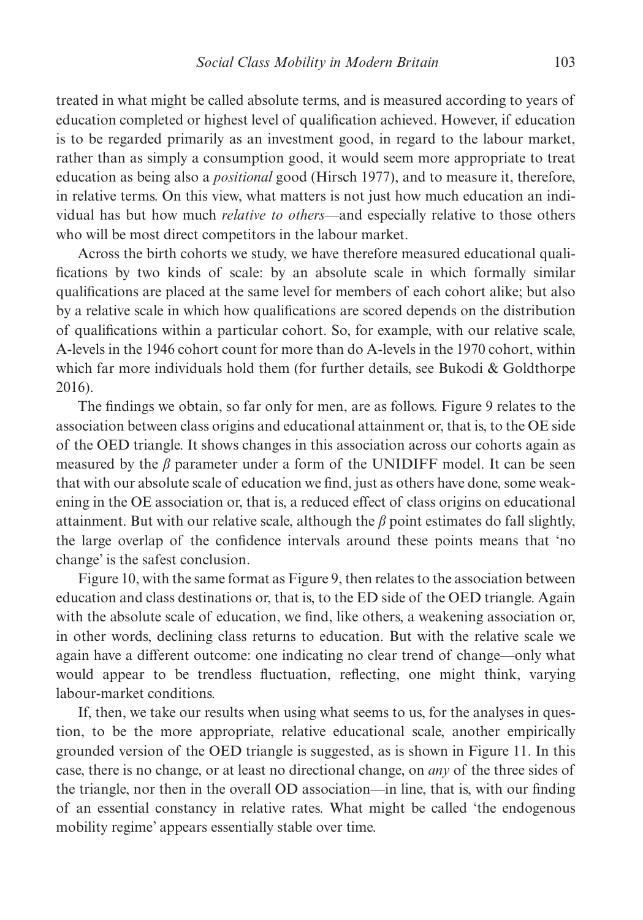treated in what might be called absolute terms, and is measured according to years of education completed or highest level of qualification achieved. However, if education is to be regarded primarily as an investment good, in regard to the labour market, rather than as simply a consumption good, it would seem more appropriate to treat education as being also a *positional* good (Hirsch 1977), and to measure it, therefore, in relative terms. On this view, what matters is not just how much education an individual has but how much *relative to others*—and especially relative to those others who will be most direct competitors in the labour market.

Across the birth cohorts we study, we have therefore measured educational qualifications by two kinds of scale: by an absolute scale in which formally similar qualifications are placed at the same level for members of each cohort alike; but also by a relative scale in which how qualifications are scored depends on the distribution of qualifications within a particular cohort. So, for example, with our relative scale, A-levels in the 1946 cohort count for more than do A-levels in the 1970 cohort, within which far more individuals hold them (for further details, see Bukodi & Goldthorpe 2016).

The findings we obtain, so far only for men, are as follows. Figure 9 relates to the association between class origins and educational attainment or, that is, to the OE side of the OED triangle. It shows changes in this association across our cohorts again as measured by the $\beta$ parameter under a form of the UNIDIFF model. It can be seen that with our absolute scale of education we find, just as others have done, some weakening in the OE association or, that is, a reduced effect of class origins on educational attainment. But with our relative scale, although the $\beta$ point estimates do fall slightly, the large overlap of the confidence intervals around these points means that 'no change' is the safest conclusion.

Figure 10, with the same format as Figure 9, then relates to the association between education and class destinations or, that is, to the ED side of the OED triangle. Again with the absolute scale of education, we find, like others, a weakening association or, in other words, declining class returns to education. But with the relative scale we again have a different outcome: one indicating no clear trend of change—only what would appear to be trendless fluctuation, reflecting, one might think, varying labour-market conditions.

If, then, we take our results when using what seems to us, for the analyses in question, to be the more appropriate, relative educational scale, another empirically grounded version of the OED triangle is suggested, as is shown in Figure 11. In this case, there is no change, or at least no directional change, on *any* of the three sides of the triangle, nor then in the overall OD association—in line, that is, with our finding of an essential constancy in relative rates. What might be called 'the endogenous mobility regime' appears essentially stable over time.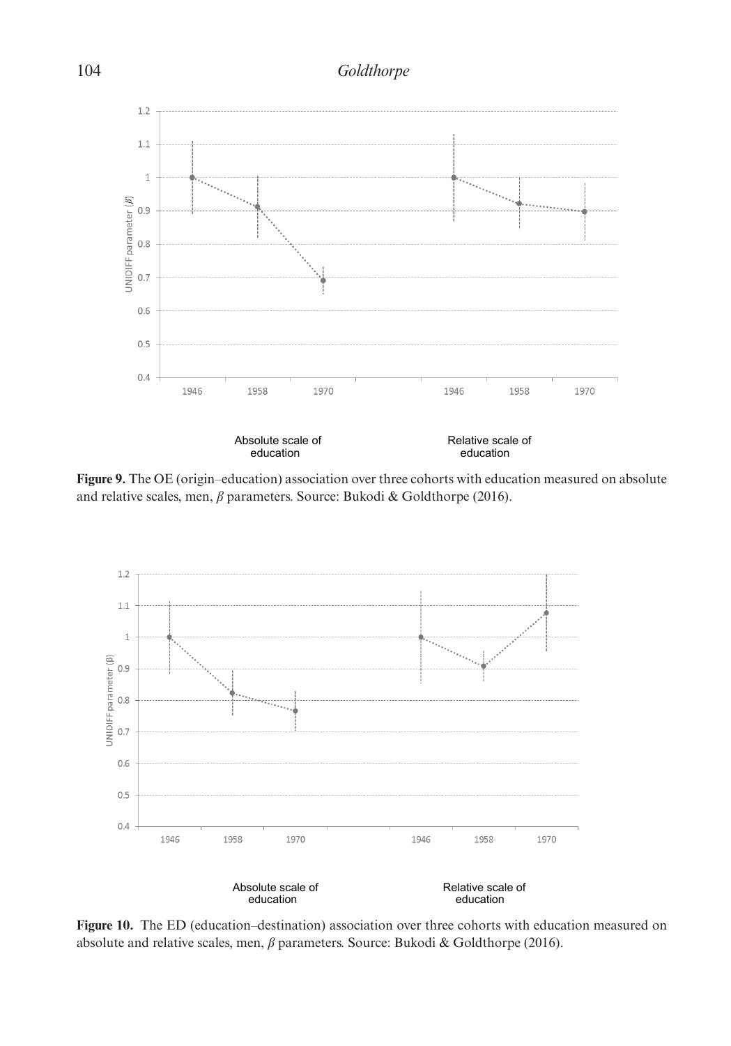**Figure 9.** The OE (origin–education) association over three cohorts with education measured on absolute and relative scales, men, $\beta$ parameters. Source: Bukodi & Goldthorpe (2016).

**Figure 10.** The ED (education–destination) association over three cohorts with education measured on absolute and relative scales, men, $\beta$ parameters. Source: Bukodi & Goldthorpe (2016).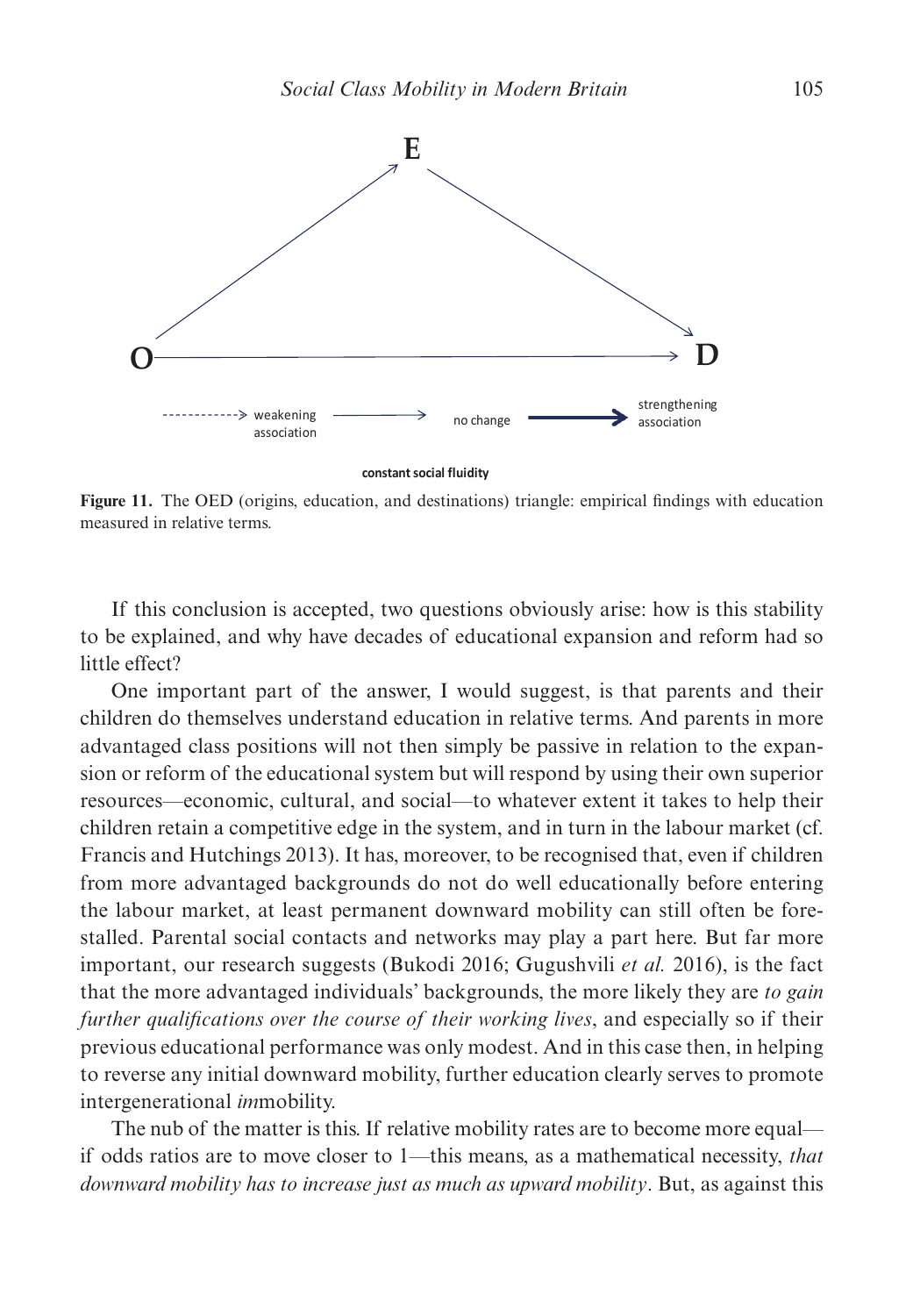**Figure 11.** The OED (origins, education, and destinations) triangle: empirical findings with education measured in relative terms.

If this conclusion is accepted, two questions obviously arise: how is this stability to be explained, and why have decades of educational expansion and reform had so little effect?

One important part of the answer, I would suggest, is that parents and their children do themselves understand education in relative terms. And parents in more advantaged class positions will not then simply be passive in relation to the expansion or reform of the educational system but will respond by using their own superior resources—economic, cultural, and social—to whatever extent it takes to help their children retain a competitive edge in the system, and in turn in the labour market (cf. Francis and Hutchings 2013). It has, moreover, to be recognised that, even if children from more advantaged backgrounds do not do well educationally before entering the labour market, at least permanent downward mobility can still often be forestalled. Parental social contacts and networks may play a part here. But far more important, our research suggests (Bukodi 2016; Gugushvili *et al.* 2016), is the fact that the more advantaged individuals' backgrounds, the more likely they are *to gain further qualifications over the course of their working lives*, and especially so if their previous educational performance was only modest. And in this case then, in helping to reverse any initial downward mobility, further education clearly serves to promote intergenerational *im*mobility.

The nub of the matter is this. If relative mobility rates are to become more equal—if odds ratios are to move closer to 1—this means, as a mathematical necessity, *that downward mobility has to increase just as much as upward mobility*. But, as against this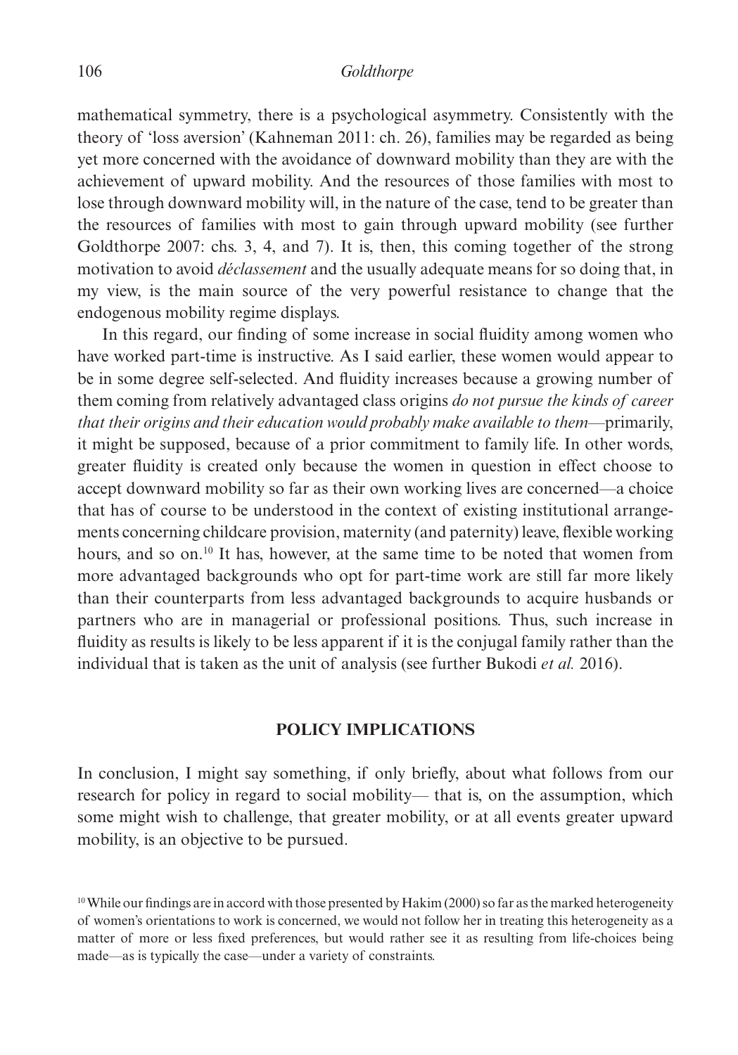mathematical symmetry, there is a psychological asymmetry. Consistently with the theory of 'loss aversion' (Kahneman 2011: ch. 26), families may be regarded as being yet more concerned with the avoidance of downward mobility than they are with the achievement of upward mobility. And the resources of those families with most to lose through downward mobility will, in the nature of the case, tend to be greater than the resources of families with most to gain through upward mobility (see further Goldthorpe 2007: chs. 3, 4, and 7). It is, then, this coming together of the strong motivation to avoid *déclassement* and the usually adequate means for so doing that, in my view, is the main source of the very powerful resistance to change that the endogenous mobility regime displays.

In this regard, our finding of some increase in social fluidity among women who have worked part-time is instructive. As I said earlier, these women would appear to be in some degree self-selected. And fluidity increases because a growing number of them coming from relatively advantaged class origins *do not pursue the kinds of career that their origins and their education would probably make available to them*—primarily, it might be supposed, because of a prior commitment to family life. In other words, greater fluidity is created only because the women in question in effect choose to accept downward mobility so far as their own working lives are concerned—a choice that has of course to be understood in the context of existing institutional arrangements concerning childcare provision, maternity (and paternity) leave, flexible working hours, and so on.[10] It has, however, at the same time to be noted that women from more advantaged backgrounds who opt for part-time work are still far more likely than their counterparts from less advantaged backgrounds to acquire husbands or partners who are in managerial or professional positions. Thus, such increase in fluidity as results is likely to be less apparent if it is the conjugal family rather than the individual that is taken as the unit of analysis (see further Bukodi *et al.* 2016).

## POLICY IMPLICATIONS

In conclusion, I might say something, if only briefly, about what follows from our research for policy in regard to social mobility— that is, on the assumption, which some might wish to challenge, that greater mobility, or at all events greater upward mobility, is an objective to be pursued.

[10] While our findings are in accord with those presented by Hakim (2000) so far as the marked heterogeneity of women's orientations to work is concerned, we would not follow her in treating this heterogeneity as a matter of more or less fixed preferences, but would rather see it as resulting from life-choices being made—as is typically the case—under a variety of constraints.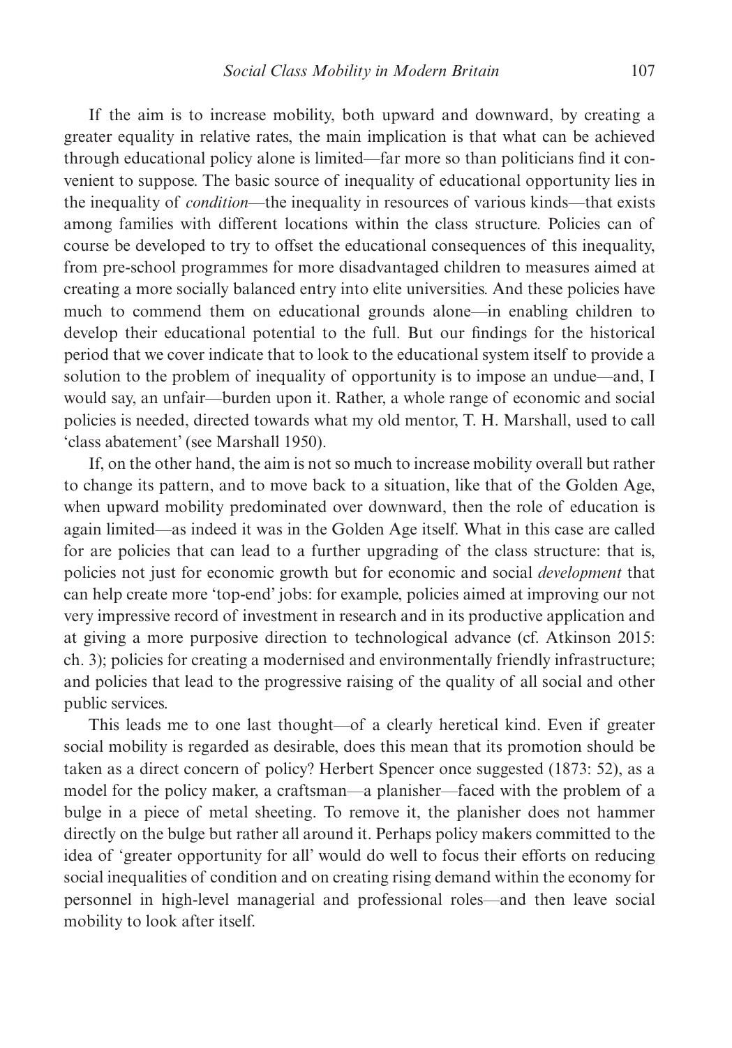If the aim is to increase mobility, both upward and downward, by creating a greater equality in relative rates, the main implication is that what can be achieved through educational policy alone is limited—far more so than politicians find it convenient to suppose. The basic source of inequality of educational opportunity lies in the inequality of *condition*—the inequality in resources of various kinds—that exists among families with different locations within the class structure. Policies can of course be developed to try to offset the educational consequences of this inequality, from pre-school programmes for more disadvantaged children to measures aimed at creating a more socially balanced entry into elite universities. And these policies have much to commend them on educational grounds alone—in enabling children to develop their educational potential to the full. But our findings for the historical period that we cover indicate that to look to the educational system itself to provide a solution to the problem of inequality of opportunity is to impose an undue—and, I would say, an unfair—burden upon it. Rather, a whole range of economic and social policies is needed, directed towards what my old mentor, T. H. Marshall, used to call 'class abatement' (see Marshall 1950).

If, on the other hand, the aim is not so much to increase mobility overall but rather to change its pattern, and to move back to a situation, like that of the Golden Age, when upward mobility predominated over downward, then the role of education is again limited—as indeed it was in the Golden Age itself. What in this case are called for are policies that can lead to a further upgrading of the class structure: that is, policies not just for economic growth but for economic and social *development* that can help create more 'top-end' jobs: for example, policies aimed at improving our not very impressive record of investment in research and in its productive application and at giving a more purposive direction to technological advance (cf. Atkinson 2015: ch. 3); policies for creating a modernised and environmentally friendly infrastructure; and policies that lead to the progressive raising of the quality of all social and other public services.

This leads me to one last thought—of a clearly heretical kind. Even if greater social mobility is regarded as desirable, does this mean that its promotion should be taken as a direct concern of policy? Herbert Spencer once suggested (1873: 52), as a model for the policy maker, a craftsman—a planisher—faced with the problem of a bulge in a piece of metal sheeting. To remove it, the planisher does not hammer directly on the bulge but rather all around it. Perhaps policy makers committed to the idea of 'greater opportunity for all' would do well to focus their efforts on reducing social inequalities of condition and on creating rising demand within the economy for personnel in high-level managerial and professional roles—and then leave social mobility to look after itself.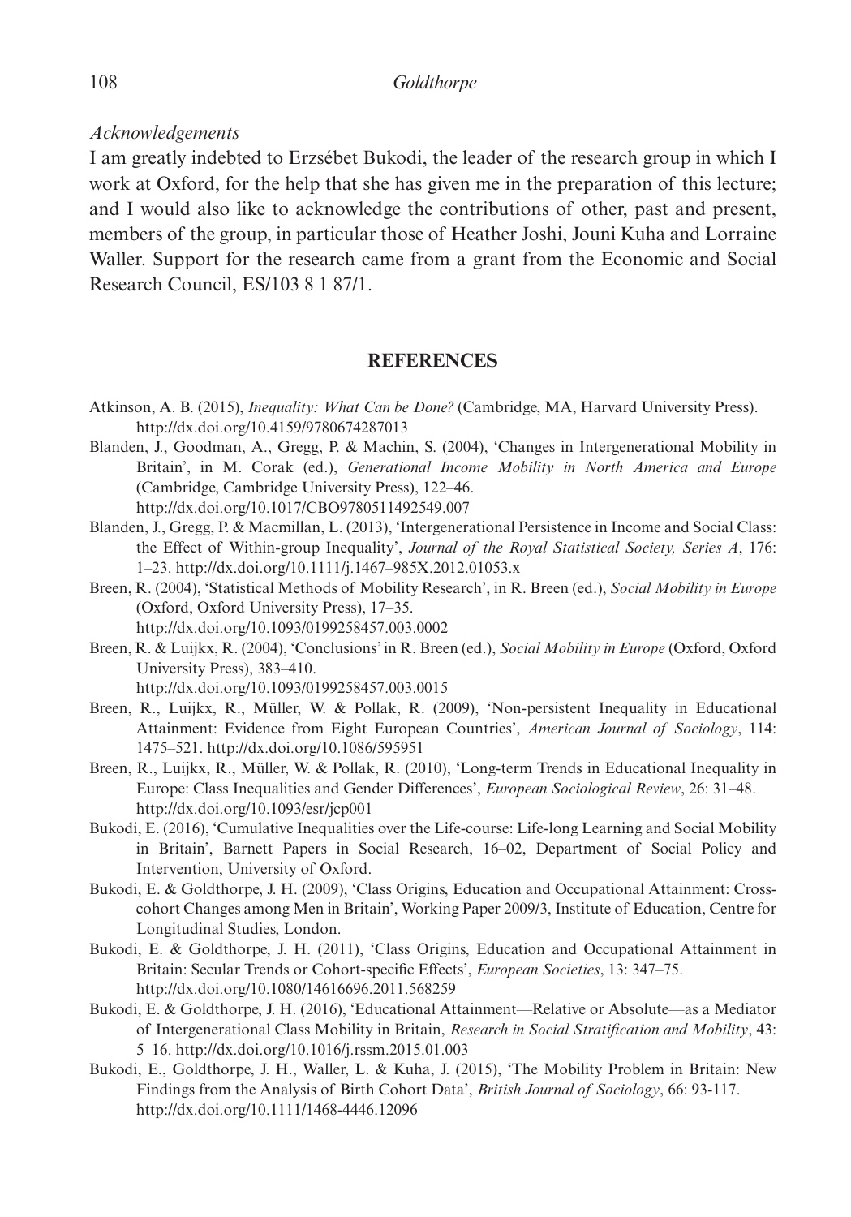*Acknowledgements*

I am greatly indebted to Erzsébet Bukodi, the leader of the research group in which I work at Oxford, for the help that she has given me in the preparation of this lecture; and I would also like to acknowledge the contributions of other, past and present, members of the group, in particular those of Heather Joshi, Jouni Kuha and Lorraine Waller. Support for the research came from a grant from the Economic and Social Research Council, ES/103 8 1 87/1.

## REFERENCES

Atkinson, A. B. (2015), *Inequality: What Can be Done?* (Cambridge, MA, Harvard University Press). http://dx.doi.org/10.4159/9780674287013

Blanden, J., Goodman, A., Gregg, P. & Machin, S. (2004), 'Changes in Intergenerational Mobility in Britain', in M. Corak (ed.), *Generational Income Mobility in North America and Europe* (Cambridge, Cambridge University Press), 122–46. http://dx.doi.org/10.1017/CBO9780511492549.007

Blanden, J., Gregg, P. & Macmillan, L. (2013), 'Intergenerational Persistence in Income and Social Class: the Effect of Within-group Inequality', *Journal of the Royal Statistical Society, Series A*, 176: 1–23. http://dx.doi.org/10.1111/j.1467–985X.2012.01053.x

Breen, R. (2004), 'Statistical Methods of Mobility Research', in R. Breen (ed.), *Social Mobility in Europe* (Oxford, Oxford University Press), 17–35. http://dx.doi.org/10.1093/0199258457.003.0002

Breen, R. & Luijkx, R. (2004), 'Conclusions' in R. Breen (ed.), *Social Mobility in Europe* (Oxford, Oxford University Press), 383–410. http://dx.doi.org/10.1093/0199258457.003.0015

Breen, R., Luijkx, R., Müller, W. & Pollak, R. (2009), 'Non-persistent Inequality in Educational Attainment: Evidence from Eight European Countries', *American Journal of Sociology*, 114: 1475–521. http://dx.doi.org/10.1086/595951

Breen, R., Luijkx, R., Müller, W. & Pollak, R. (2010), 'Long-term Trends in Educational Inequality in Europe: Class Inequalities and Gender Differences', *European Sociological Review*, 26: 31–48. http://dx.doi.org/10.1093/esr/jcp001

Bukodi, E. (2016), 'Cumulative Inequalities over the Life-course: Life-long Learning and Social Mobility in Britain', Barnett Papers in Social Research, 16–02, Department of Social Policy and Intervention, University of Oxford.

Bukodi, E. & Goldthorpe, J. H. (2009), 'Class Origins, Education and Occupational Attainment: Cross-cohort Changes among Men in Britain', Working Paper 2009/3, Institute of Education, Centre for Longitudinal Studies, London.

Bukodi, E. & Goldthorpe, J. H. (2011), 'Class Origins, Education and Occupational Attainment in Britain: Secular Trends or Cohort-specific Effects', *European Societies*, 13: 347–75. http://dx.doi.org/10.1080/14616696.2011.568259

Bukodi, E. & Goldthorpe, J. H. (2016), 'Educational Attainment—Relative or Absolute—as a Mediator of Intergenerational Class Mobility in Britain, *Research in Social Stratification and Mobility*, 43: 5–16. http://dx.doi.org/10.1016/j.rssm.2015.01.003

Bukodi, E., Goldthorpe, J. H., Waller, L. & Kuha, J. (2015), 'The Mobility Problem in Britain: New Findings from the Analysis of Birth Cohort Data', *British Journal of Sociology*, 66: 93-117. http://dx.doi.org/10.1111/1468-4446.12096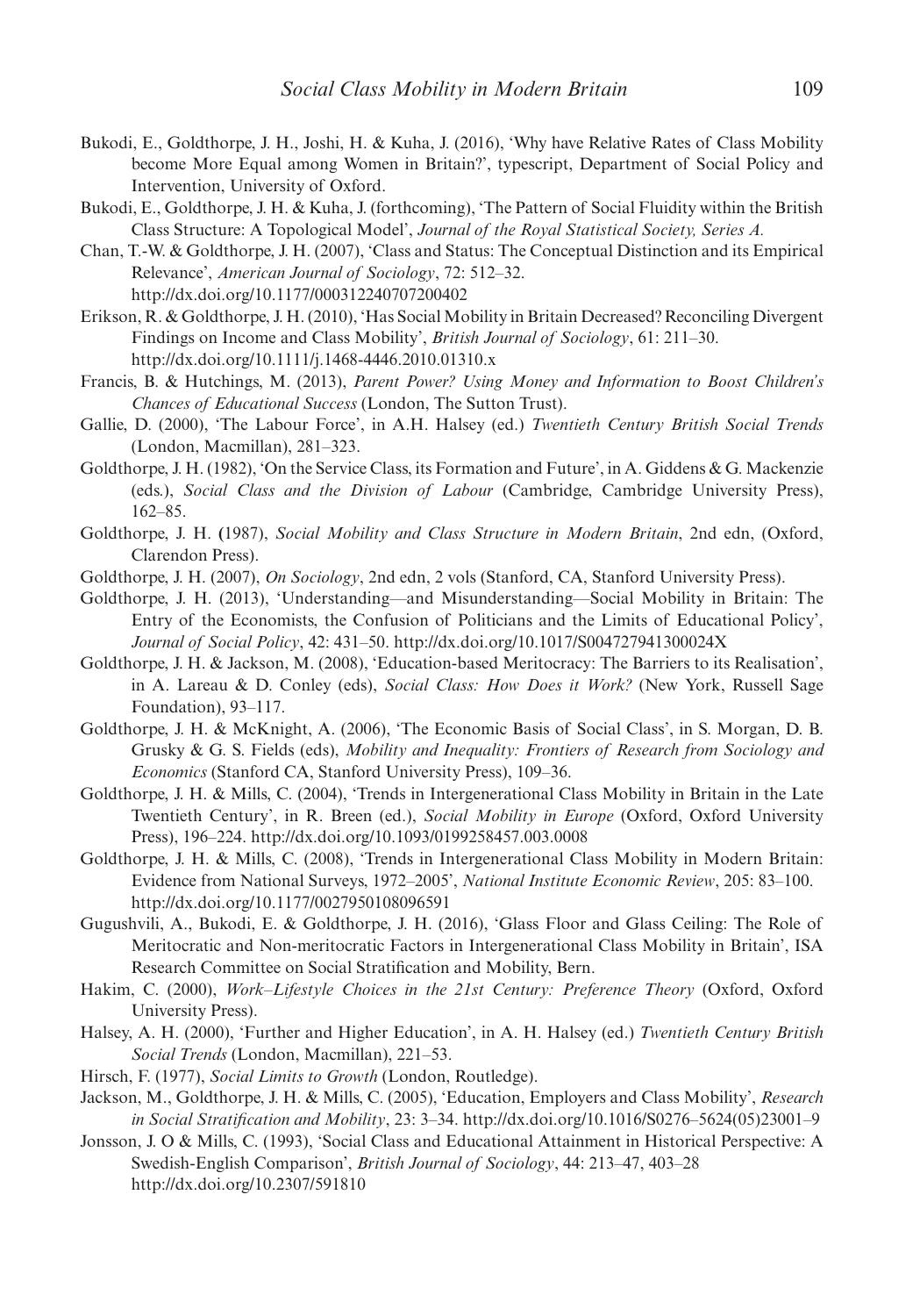Bukodi, E., Goldthorpe, J. H., Joshi, H. & Kuha, J. (2016), 'Why have Relative Rates of Class Mobility become More Equal among Women in Britain?', typescript, Department of Social Policy and Intervention, University of Oxford.

Bukodi, E., Goldthorpe, J. H. & Kuha, J. (forthcoming), 'The Pattern of Social Fluidity within the British Class Structure: A Topological Model', *Journal of the Royal Statistical Society, Series A*.

Chan, T.-W. & Goldthorpe, J. H. (2007), 'Class and Status: The Conceptual Distinction and its Empirical Relevance', *American Journal of Sociology*, 72: 512–32. http://dx.doi.org/10.1177/000312240707200402

Erikson, R. & Goldthorpe, J. H. (2010), 'Has Social Mobility in Britain Decreased? Reconciling Divergent Findings on Income and Class Mobility', *British Journal of Sociology*, 61: 211–30. http://dx.doi.org/10.1111/j.1468-4446.2010.01310.x

Francis, B. & Hutchings, M. (2013), *Parent Power? Using Money and Information to Boost Children's Chances of Educational Success* (London, The Sutton Trust).

Gallie, D. (2000), 'The Labour Force', in A.H. Halsey (ed.) *Twentieth Century British Social Trends* (London, Macmillan), 281–323.

Goldthorpe, J. H. (1982), 'On the Service Class, its Formation and Future', in A. Giddens & G. Mackenzie (eds.), *Social Class and the Division of Labour* (Cambridge, Cambridge University Press), 162–85.

Goldthorpe, J. H. (1987), *Social Mobility and Class Structure in Modern Britain*, 2nd edn, (Oxford, Clarendon Press).

Goldthorpe, J. H. (2007), *On Sociology*, 2nd edn, 2 vols (Stanford, CA, Stanford University Press).

Goldthorpe, J. H. (2013), 'Understanding—and Misunderstanding—Social Mobility in Britain: The Entry of the Economists, the Confusion of Politicians and the Limits of Educational Policy', *Journal of Social Policy*, 42: 431–50. http://dx.doi.org/10.1017/S004727941300024X

Goldthorpe, J. H. & Jackson, M. (2008), 'Education-based Meritocracy: The Barriers to its Realisation', in A. Lareau & D. Conley (eds), *Social Class: How Does it Work?* (New York, Russell Sage Foundation), 93–117.

Goldthorpe, J. H. & McKnight, A. (2006), 'The Economic Basis of Social Class', in S. Morgan, D. B. Grusky & G. S. Fields (eds), *Mobility and Inequality: Frontiers of Research from Sociology and Economics* (Stanford CA, Stanford University Press), 109–36.

Goldthorpe, J. H. & Mills, C. (2004), 'Trends in Intergenerational Class Mobility in Britain in the Late Twentieth Century', in R. Breen (ed.), *Social Mobility in Europe* (Oxford, Oxford University Press), 196–224. http://dx.doi.org/10.1093/0199258457.003.0008

Goldthorpe, J. H. & Mills, C. (2008), 'Trends in Intergenerational Class Mobility in Modern Britain: Evidence from National Surveys, 1972–2005', *National Institute Economic Review*, 205: 83–100. http://dx.doi.org/10.1177/0027950108096591

Gugushvili, A., Bukodi, E. & Goldthorpe, J. H. (2016), 'Glass Floor and Glass Ceiling: The Role of Meritocratic and Non-meritocratic Factors in Intergenerational Class Mobility in Britain', ISA Research Committee on Social Stratification and Mobility, Bern.

Hakim, C. (2000), *Work–Lifestyle Choices in the 21st Century: Preference Theory* (Oxford, Oxford University Press).

Halsey, A. H. (2000), 'Further and Higher Education', in A. H. Halsey (ed.) *Twentieth Century British Social Trends* (London, Macmillan), 221–53.

Hirsch, F. (1977), *Social Limits to Growth* (London, Routledge).

Jackson, M., Goldthorpe, J. H. & Mills, C. (2005), 'Education, Employers and Class Mobility', *Research in Social Stratification and Mobility*, 23: 3–34. http://dx.doi.org/10.1016/S0276–5624(05)23001–9

Jonsson, J. O & Mills, C. (1993), 'Social Class and Educational Attainment in Historical Perspective: A Swedish-English Comparison', *British Journal of Sociology*, 44: 213–47, 403–28 http://dx.doi.org/10.2307/591810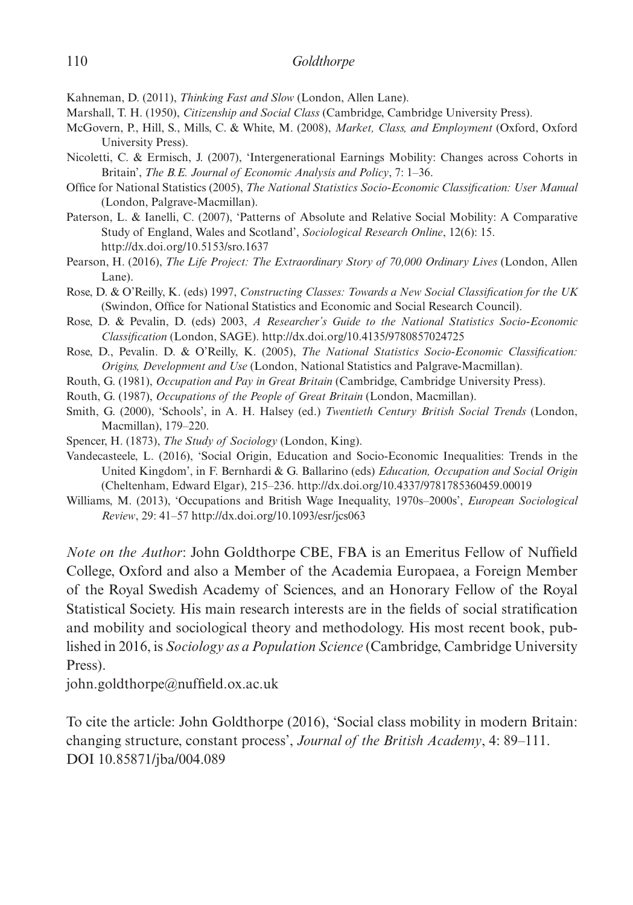Kahneman, D. (2011), *Thinking Fast and Slow* (London, Allen Lane).

Marshall, T. H. (1950), *Citizenship and Social Class* (Cambridge, Cambridge University Press).

McGovern, P., Hill, S., Mills, C. & White, M. (2008), *Market, Class, and Employment* (Oxford, Oxford University Press).

Nicoletti, C. & Ermisch, J. (2007), 'Intergenerational Earnings Mobility: Changes across Cohorts in Britain', *The B.E. Journal of Economic Analysis and Policy*, 7: 1–36.

Office for National Statistics (2005), *The National Statistics Socio-Economic Classification: User Manual* (London, Palgrave-Macmillan).

Paterson, L. & Ianelli, C. (2007), 'Patterns of Absolute and Relative Social Mobility: A Comparative Study of England, Wales and Scotland', *Sociological Research Online*, 12(6): 15. http://dx.doi.org/10.5153/sro.1637

Pearson, H. (2016), *The Life Project: The Extraordinary Story of 70,000 Ordinary Lives* (London, Allen Lane).

Rose, D. & O'Reilly, K. (eds) 1997, *Constructing Classes: Towards a New Social Classification for the UK* (Swindon, Office for National Statistics and Economic and Social Research Council).

Rose, D. & Pevalin, D. (eds) 2003, *A Researcher's Guide to the National Statistics Socio-Economic Classification* (London, SAGE). http://dx.doi.org/10.4135/9780857024725

Rose, D., Pevalin. D. & O'Reilly, K. (2005), *The National Statistics Socio-Economic Classification: Origins, Development and Use* (London, National Statistics and Palgrave-Macmillan).

Routh, G. (1981), *Occupation and Pay in Great Britain* (Cambridge, Cambridge University Press).

Routh, G. (1987), *Occupations of the People of Great Britain* (London, Macmillan).

Smith, G. (2000), 'Schools', in A. H. Halsey (ed.) *Twentieth Century British Social Trends* (London, Macmillan), 179–220.

Spencer, H. (1873), *The Study of Sociology* (London, King).

Vandecasteele, L. (2016), 'Social Origin, Education and Socio-Economic Inequalities: Trends in the United Kingdom', in F. Bernhardi & G. Ballarino (eds) *Education, Occupation and Social Origin* (Cheltenham, Edward Elgar), 215–236. http://dx.doi.org/10.4337/9781785360459.00019

Williams, M. (2013), 'Occupations and British Wage Inequality, 1970s–2000s', *European Sociological Review*, 29: 41–57 http://dx.doi.org/10.1093/esr/jcs063

*Note on the Author*: John Goldthorpe CBE, FBA is an Emeritus Fellow of Nuffield College, Oxford and also a Member of the Academia Europaea, a Foreign Member of the Royal Swedish Academy of Sciences, and an Honorary Fellow of the Royal Statistical Society. His main research interests are in the fields of social stratification and mobility and sociological theory and methodology. His most recent book, published in 2016, is *Sociology as a Population Science* (Cambridge, Cambridge University Press).

john.goldthorpe@nuffield.ox.ac.uk

To cite the article: John Goldthorpe (2016), 'Social class mobility in modern Britain: changing structure, constant process', *Journal of the British Academy*, 4: 89–111. DOI 10.85871/jba/004.089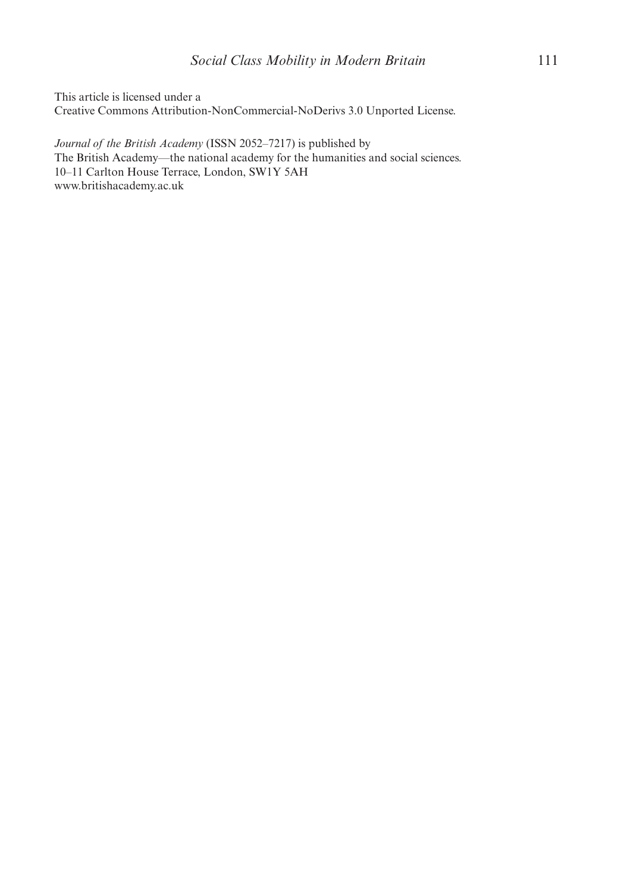This article is licensed under a
Creative Commons Attribution-NonCommercial-NoDerivs 3.0 Unported License.

*Journal of the British Academy* (ISSN 2052–7217) is published by
The British Academy—the national academy for the humanities and social sciences.
10–11 Carlton House Terrace, London, SW1Y 5AH
www.britishacademy.ac.uk